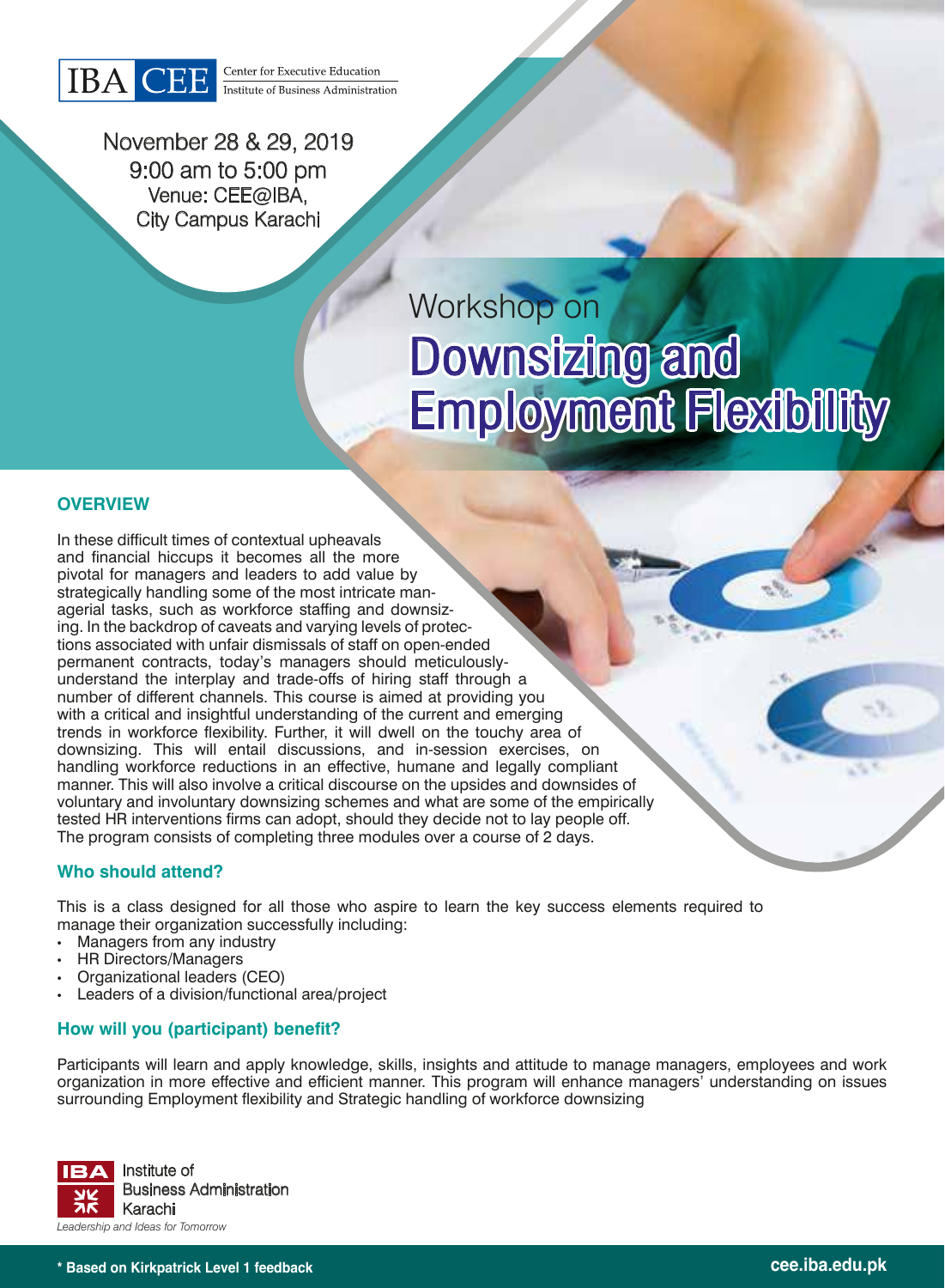IBA CEE Center for Executive Education
Institute of Business Administration

November 28 & 29, 2019
9:00 am to 5:00 pm
Venue: CEE@IBA,
City Campus Karachi

Workshop on

# Downsizing and Employment Flexibility

## OVERVIEW

In these difficult times of contextual upheavals and financial hiccups it becomes all the more pivotal for managers and leaders to add value by strategically handling some of the most intricate managerial tasks, such as workforce staffing and downsizing. In the backdrop of caveats and varying levels of protections associated with unfair dismissals of staff on open-ended permanent contracts, today's managers should meticulously-understand the interplay and trade-offs of hiring staff through a number of different channels. This course is aimed at providing you with a critical and insightful understanding of the current and emerging trends in workforce flexibility. Further, it will dwell on the touchy area of downsizing. This will entail discussions, and in-session exercises, on handling workforce reductions in an effective, humane and legally compliant manner. This will also involve a critical discourse on the upsides and downsides of voluntary and involuntary downsizing schemes and what are some of the empirically tested HR interventions firms can adopt, should they decide not to lay people off. The program consists of completing three modules over a course of 2 days.

## Who should attend?

This is a class designed for all those who aspire to learn the key success elements required to manage their organization successfully including:

- Managers from any industry
- HR Directors/Managers
- Organizational leaders (CEO)
- Leaders of a division/functional area/project

## How will you (participant) benefit?

Participants will learn and apply knowledge, skills, insights and attitude to manage managers, employees and work organization in more effective and efficient manner. This program will enhance managers' understanding on issues surrounding Employment flexibility and Strategic handling of workforce downsizing

IBA Institute of Business Administration Karachi
*Leadership and Ideas for Tomorrow*

**\* Based on Kirkpatrick Level 1 feedback**

**cee.iba.edu.pk**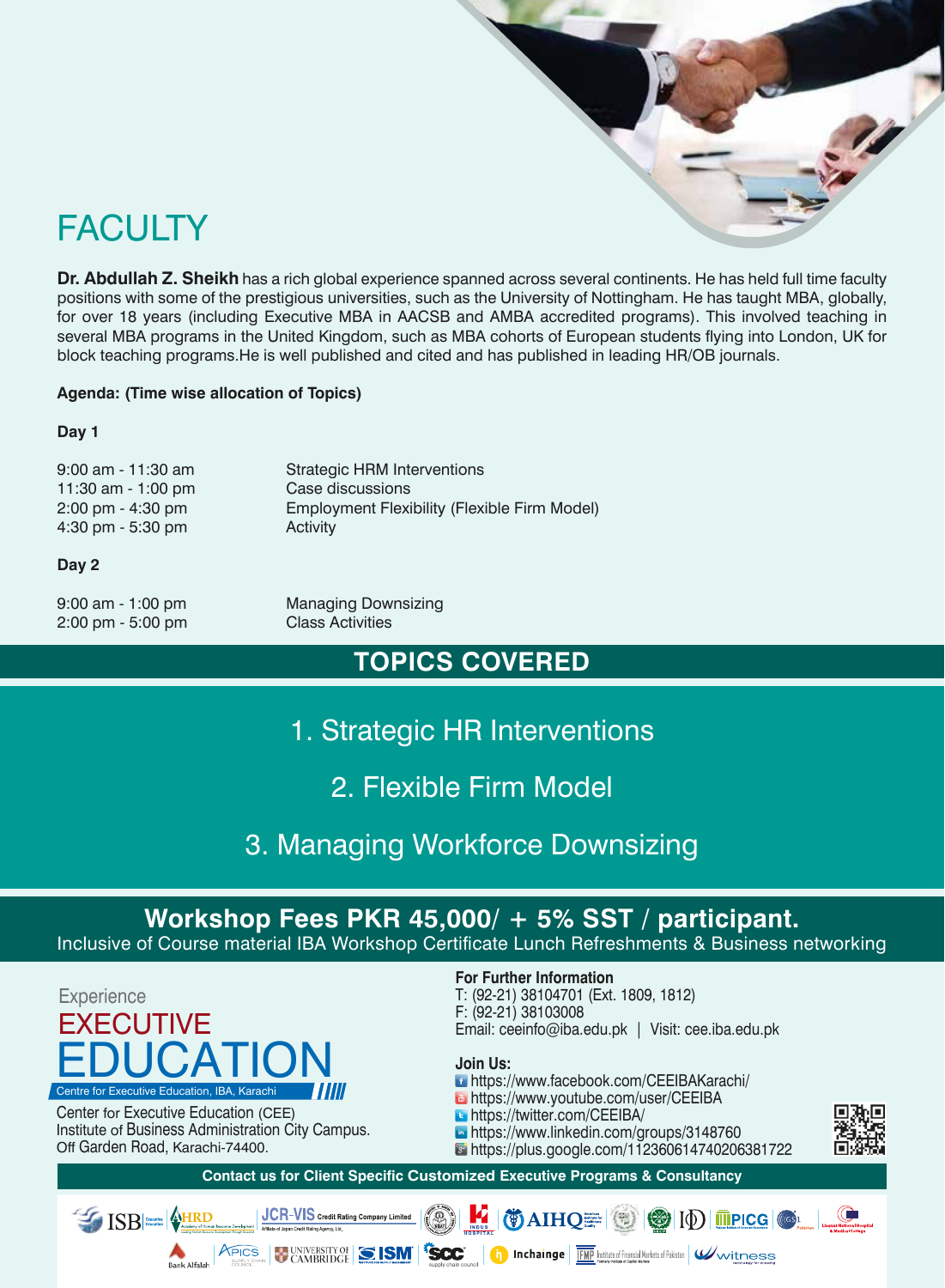# FACULTY

**Dr. Abdullah Z. Sheikh** has a rich global experience spanned across several continents. He has held full time faculty positions with some of the prestigious universities, such as the University of Nottingham. He has taught MBA, globally, for over 18 years (including Executive MBA in AACSB and AMBA accredited programs). This involved teaching in several MBA programs in the United Kingdom, such as MBA cohorts of European students flying into London, UK for block teaching programs.He is well published and cited and has published in leading HR/OB journals.

**Agenda: (Time wise allocation of Topics)**

**Day 1**

| | |
|---|---|
| 9:00 am - 11:30 am | Strategic HRM Interventions |
| 11:30 am - 1:00 pm | Case discussions |
| 2:00 pm - 4:30 pm | Employment Flexibility (Flexible Firm Model) |
| 4:30 pm - 5:30 pm | Activity |

**Day 2**

| | |
|---|---|
| 9:00 am - 1:00 pm | Managing Downsizing |
| 2:00 pm - 5:00 pm | Class Activities |

## TOPICS COVERED

1. Strategic HR Interventions
2. Flexible Firm Model
3. Managing Workforce Downsizing

**Workshop Fees PKR 45,000/ + 5% SST / participant.**

Inclusive of Course material IBA Workshop Certificate Lunch Refreshments & Business networking

Experience
EXECUTIVE
EDUCATION
Centre for Executive Education, IBA, Karachi

Center for Executive Education (CEE)
Institute of Business Administration City Campus.
Off Garden Road, Karachi-74400.

**For Further Information**
T: (92-21) 38104701 (Ext. 1809, 1812)
F: (92-21) 38103008
Email: ceeinfo@iba.edu.pk | Visit: cee.iba.edu.pk

**Join Us:**
- https://www.facebook.com/CEEIBAKarachi/
- https://www.youtube.com/user/CEEIBA
- https://twitter.com/CEEIBA/
- https://www.linkedin.com/groups/3148760
- https://plus.google.com/112360614740206381722

**Contact us for Client Specific Customized Executive Programs & Consultancy**